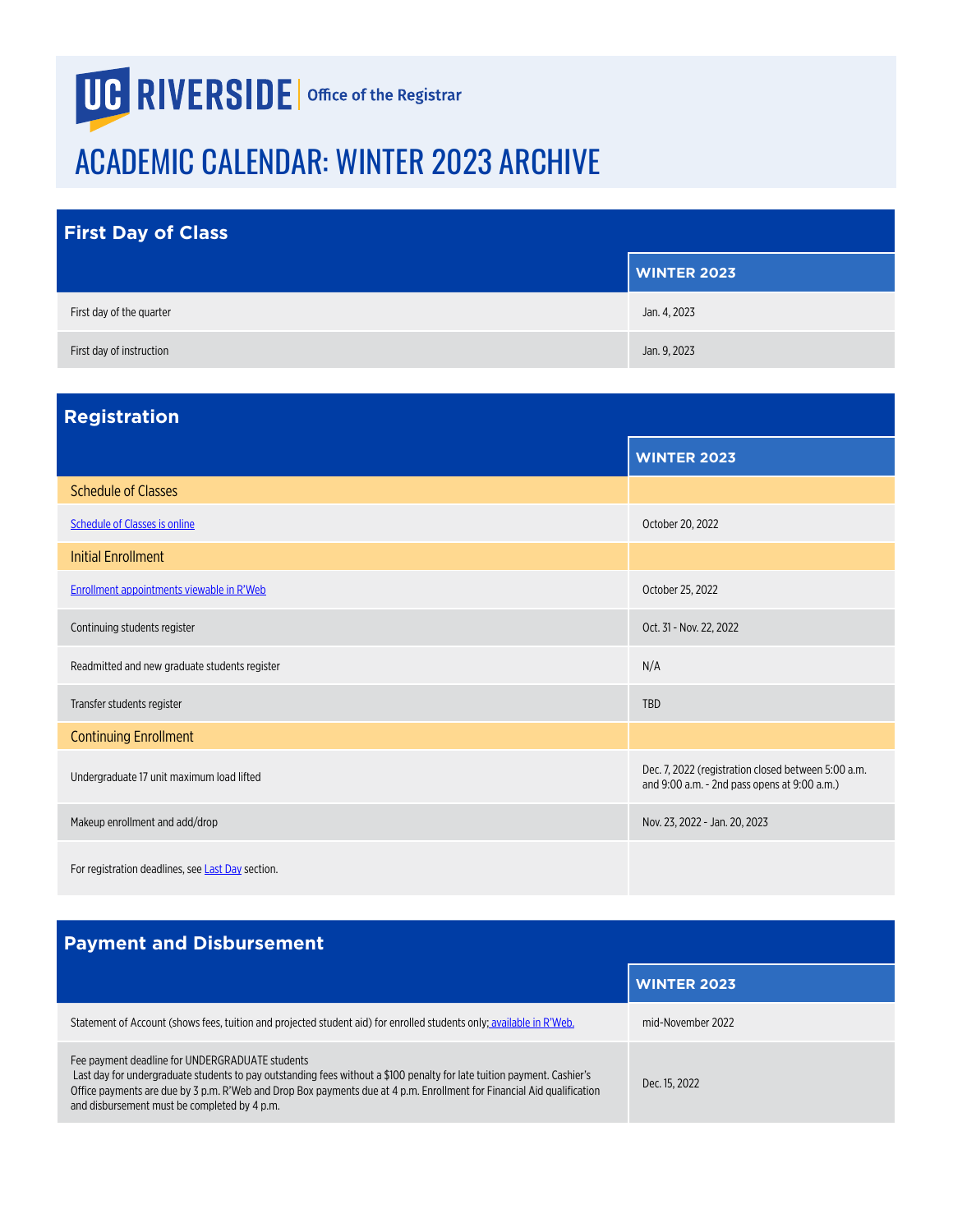UC RIVERSIDE | Office of the Registrar

# ACADEMIC CALENDAR: WINTER 2023 ARCHIVE

## First Day of Class

| | WINTER 2023 |
|---|---|
| First day of the quarter | Jan. 4, 2023 |
| First day of instruction | Jan. 9, 2023 |

## Registration

| | WINTER 2023 |
|---|---|
| **Schedule of Classes** | |
| Schedule of Classes is online | October 20, 2022 |
| **Initial Enrollment** | |
| Enrollment appointments viewable in R'Web | October 25, 2022 |
| Continuing students register | Oct. 31 - Nov. 22, 2022 |
| Readmitted and new graduate students register | N/A |
| Transfer students register | TBD |
| **Continuing Enrollment** | |
| Undergraduate 17 unit maximum load lifted | Dec. 7, 2022 (registration closed between 5:00 a.m. and 9:00 a.m. - 2nd pass opens at 9:00 a.m.) |
| Makeup enrollment and add/drop | Nov. 23, 2022 - Jan. 20, 2023 |
| For registration deadlines, see Last Day section. | |

## Payment and Disbursement

| | WINTER 2023 |
|---|---|
| Statement of Account (shows fees, tuition and projected student aid) for enrolled students only; available in R'Web. | mid-November 2022 |
| Fee payment deadline for UNDERGRADUATE students<br>Last day for undergraduate students to pay outstanding fees without a $100 penalty for late tuition payment. Cashier's Office payments are due by 3 p.m. R'Web and Drop Box payments due at 4 p.m. Enrollment for Financial Aid qualification and disbursement must be completed by 4 p.m. | Dec. 15, 2022 |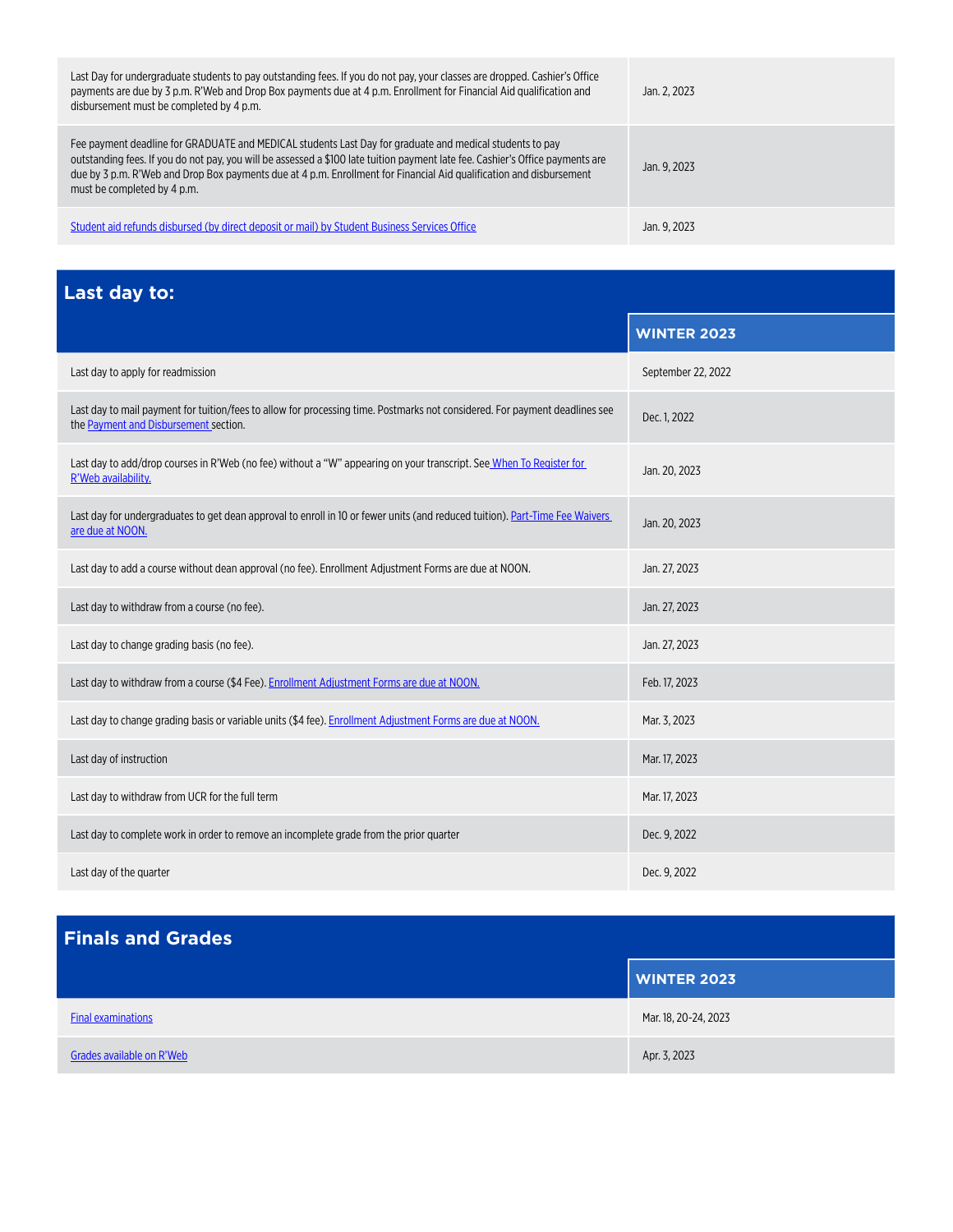| | |
|---|---|
| Last Day for undergraduate students to pay outstanding fees. If you do not pay, your classes are dropped. Cashier's Office payments are due by 3 p.m. R'Web and Drop Box payments due at 4 p.m. Enrollment for Financial Aid qualification and disbursement must be completed by 4 p.m. | Jan. 2, 2023 |
| Fee payment deadline for GRADUATE and MEDICAL students Last Day for graduate and medical students to pay outstanding fees. If you do not pay, you will be assessed a $100 late tuition payment late fee. Cashier's Office payments are due by 3 p.m. R'Web and Drop Box payments due at 4 p.m. Enrollment for Financial Aid qualification and disbursement must be completed by 4 p.m. | Jan. 9, 2023 |
| Student aid refunds disbursed (by direct deposit or mail) by Student Business Services Office | Jan. 9, 2023 |

## Last day to:

| | WINTER 2023 |
|---|---|
| Last day to apply for readmission | September 22, 2022 |
| Last day to mail payment for tuition/fees to allow for processing time. Postmarks not considered. For payment deadlines see the Payment and Disbursement section. | Dec. 1, 2022 |
| Last day to add/drop courses in R'Web (no fee) without a "W" appearing on your transcript. See When To Register for R'Web availability. | Jan. 20, 2023 |
| Last day for undergraduates to get dean approval to enroll in 10 or fewer units (and reduced tuition). Part-Time Fee Waivers are due at NOON. | Jan. 20, 2023 |
| Last day to add a course without dean approval (no fee). Enrollment Adjustment Forms are due at NOON. | Jan. 27, 2023 |
| Last day to withdraw from a course (no fee). | Jan. 27, 2023 |
| Last day to change grading basis (no fee). | Jan. 27, 2023 |
| Last day to withdraw from a course ($4 Fee). Enrollment Adjustment Forms are due at NOON. | Feb. 17, 2023 |
| Last day to change grading basis or variable units ($4 fee). Enrollment Adjustment Forms are due at NOON. | Mar. 3, 2023 |
| Last day of instruction | Mar. 17, 2023 |
| Last day to withdraw from UCR for the full term | Mar. 17, 2023 |
| Last day to complete work in order to remove an incomplete grade from the prior quarter | Dec. 9, 2022 |
| Last day of the quarter | Dec. 9, 2022 |

## Finals and Grades

| | WINTER 2023 |
|---|---|
| Final examinations | Mar. 18, 20-24, 2023 |
| Grades available on R'Web | Apr. 3, 2023 |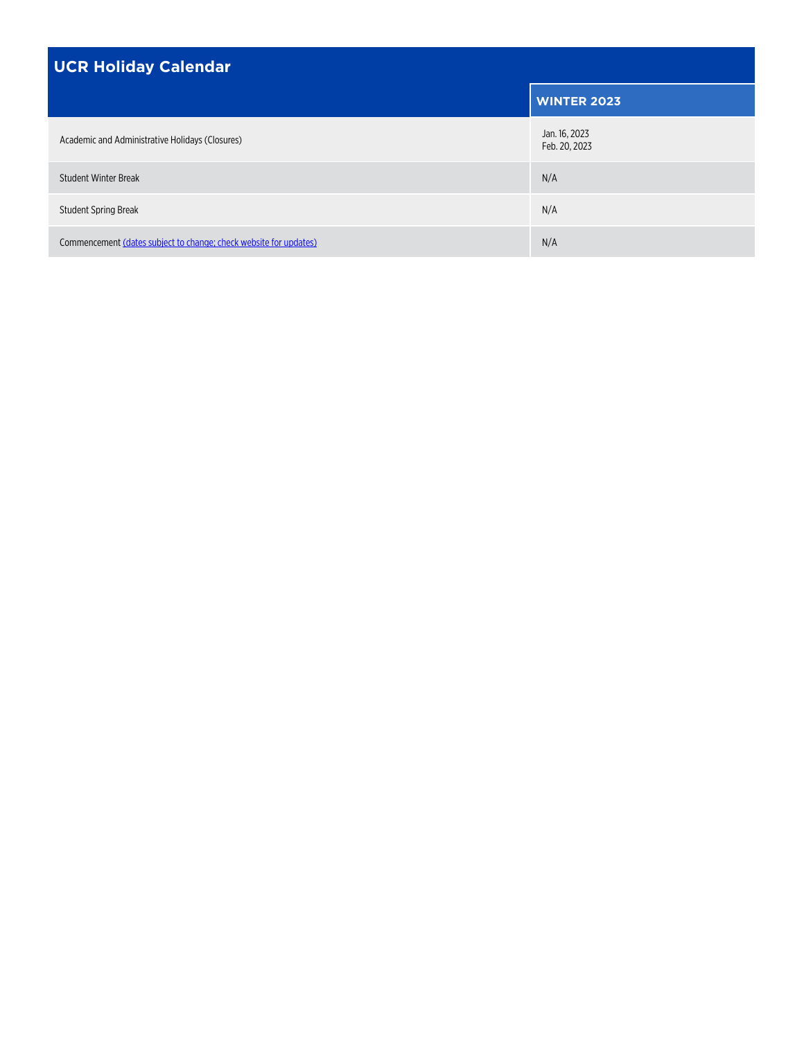## UCR Holiday Calendar

| | WINTER 2023 |
|---|---|
| Academic and Administrative Holidays (Closures) | Jan. 16, 2023<br>Feb. 20, 2023 |
| Student Winter Break | N/A |
| Student Spring Break | N/A |
| Commencement (dates subject to change; check website for updates) | N/A |